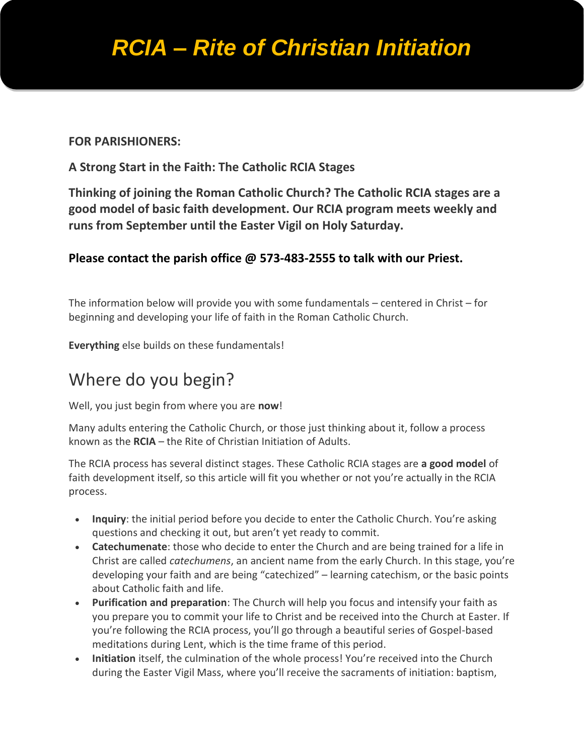# RCIA – Rite of Christian Initiation

**FOR PARISHIONERS:**

**A Strong Start in the Faith: The Catholic RCIA Stages**

**Thinking of joining the Roman Catholic Church? The Catholic RCIA stages are a good model of basic faith development. Our RCIA program meets weekly and runs from September until the Easter Vigil on Holy Saturday.**

**Please contact the parish office @ 573-483-2555 to talk with our Priest.**

The information below will provide you with some fundamentals – centered in Christ – for beginning and developing your life of faith in the Roman Catholic Church.

**Everything** else builds on these fundamentals!

## Where do you begin?

Well, you just begin from where you are **now**!

Many adults entering the Catholic Church, or those just thinking about it, follow a process known as the **RCIA** – the Rite of Christian Initiation of Adults.

The RCIA process has several distinct stages. These Catholic RCIA stages are **a good model** of faith development itself, so this article will fit you whether or not you're actually in the RCIA process.

- **Inquiry**: the initial period before you decide to enter the Catholic Church. You're asking questions and checking it out, but aren't yet ready to commit.
- **Catechumenate**: those who decide to enter the Church and are being trained for a life in Christ are called *catechumens*, an ancient name from the early Church. In this stage, you're developing your faith and are being "catechized" – learning catechism, or the basic points about Catholic faith and life.
- **Purification and preparation**: The Church will help you focus and intensify your faith as you prepare you to commit your life to Christ and be received into the Church at Easter. If you're following the RCIA process, you'll go through a beautiful series of Gospel-based meditations during Lent, which is the time frame of this period.
- **Initiation** itself, the culmination of the whole process! You're received into the Church during the Easter Vigil Mass, where you'll receive the sacraments of initiation: baptism,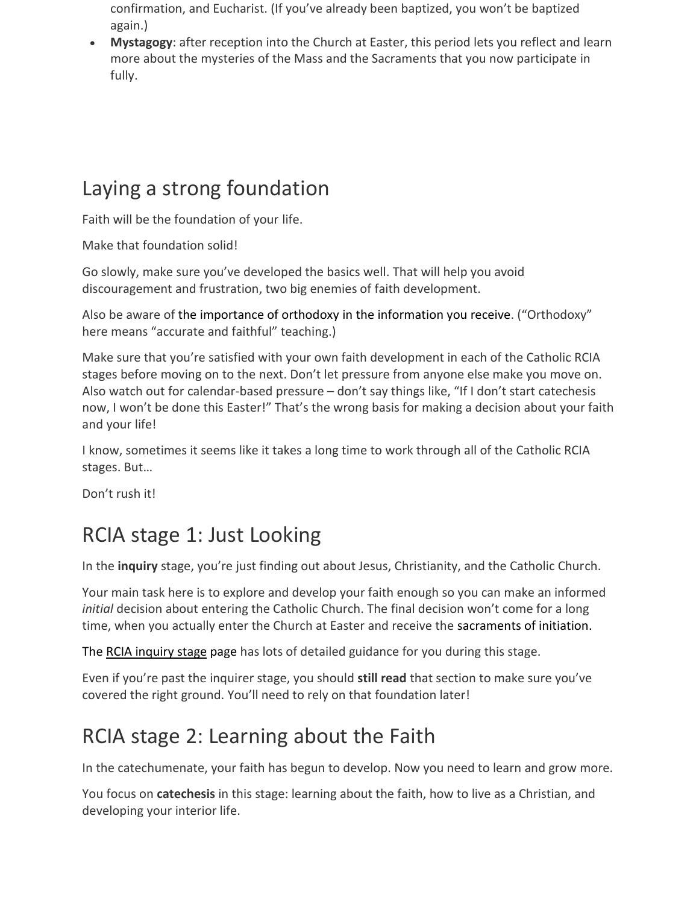confirmation, and Eucharist. (If you've already been baptized, you won't be baptized again.)

- **Mystagogy**: after reception into the Church at Easter, this period lets you reflect and learn more about the mysteries of the Mass and the Sacraments that you now participate in fully.

## Laying a strong foundation

Faith will be the foundation of your life.

Make that foundation solid!

Go slowly, make sure you've developed the basics well. That will help you avoid discouragement and frustration, two big enemies of faith development.

Also be aware of the importance of orthodoxy in the information you receive. ("Orthodoxy" here means "accurate and faithful" teaching.)

Make sure that you're satisfied with your own faith development in each of the Catholic RCIA stages before moving on to the next. Don't let pressure from anyone else make you move on. Also watch out for calendar-based pressure – don't say things like, "If I don't start catechesis now, I won't be done this Easter!" That's the wrong basis for making a decision about your faith and your life!

I know, sometimes it seems like it takes a long time to work through all of the Catholic RCIA stages. But…

Don't rush it!

## RCIA stage 1: Just Looking

In the **inquiry** stage, you're just finding out about Jesus, Christianity, and the Catholic Church.

Your main task here is to explore and develop your faith enough so you can make an informed *initial* decision about entering the Catholic Church. The final decision won't come for a long time, when you actually enter the Church at Easter and receive the sacraments of initiation.

The RCIA inquiry stage page has lots of detailed guidance for you during this stage.

Even if you're past the inquirer stage, you should **still read** that section to make sure you've covered the right ground. You'll need to rely on that foundation later!

## RCIA stage 2: Learning about the Faith

In the catechumenate, your faith has begun to develop. Now you need to learn and grow more.

You focus on **catechesis** in this stage: learning about the faith, how to live as a Christian, and developing your interior life.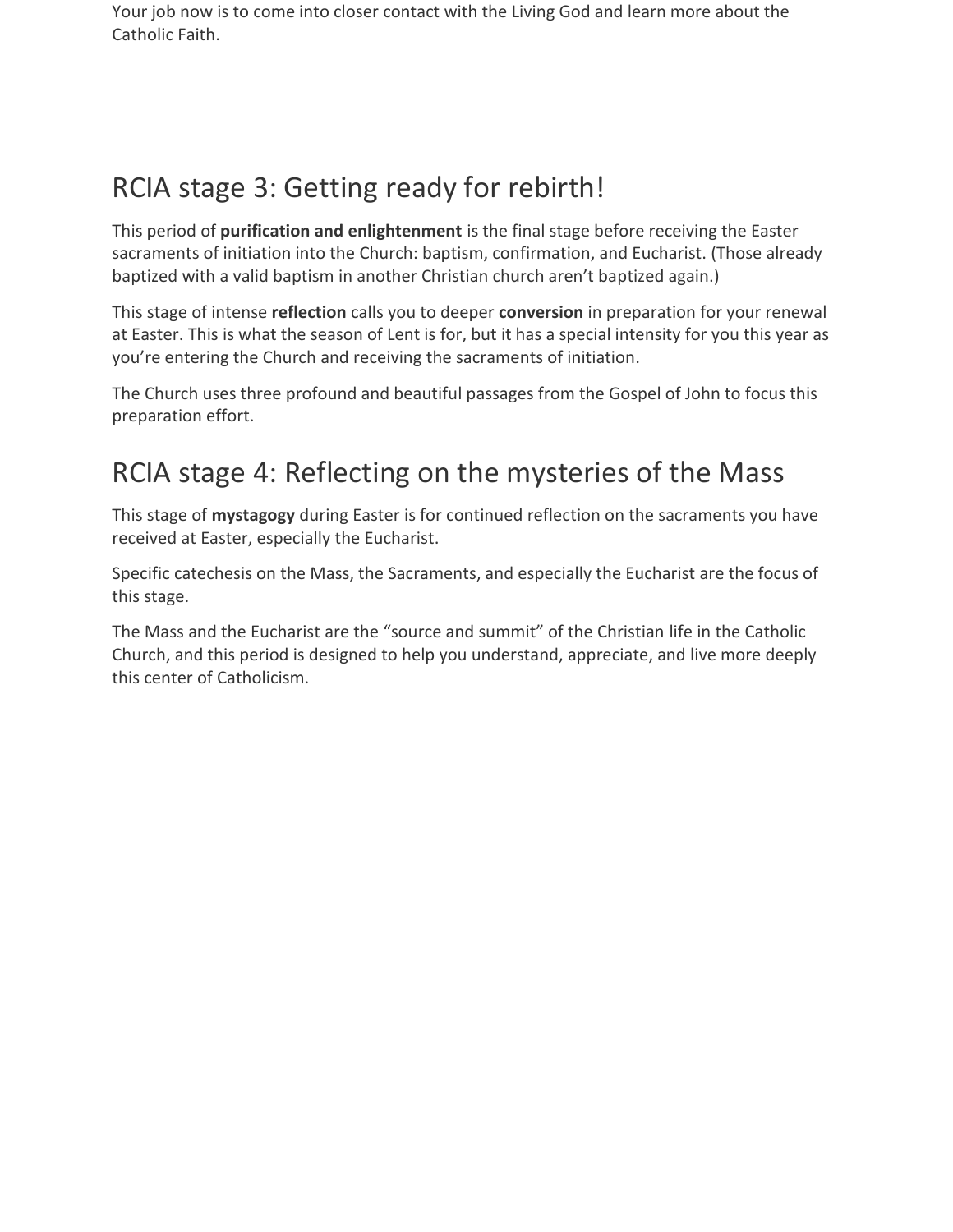Your job now is to come into closer contact with the Living God and learn more about the Catholic Faith.

## RCIA stage 3: Getting ready for rebirth!

This period of **purification and enlightenment** is the final stage before receiving the Easter sacraments of initiation into the Church: baptism, confirmation, and Eucharist. (Those already baptized with a valid baptism in another Christian church aren't baptized again.)

This stage of intense **reflection** calls you to deeper **conversion** in preparation for your renewal at Easter. This is what the season of Lent is for, but it has a special intensity for you this year as you're entering the Church and receiving the sacraments of initiation.

The Church uses three profound and beautiful passages from the Gospel of John to focus this preparation effort.

## RCIA stage 4: Reflecting on the mysteries of the Mass

This stage of **mystagogy** during Easter is for continued reflection on the sacraments you have received at Easter, especially the Eucharist.

Specific catechesis on the Mass, the Sacraments, and especially the Eucharist are the focus of this stage.

The Mass and the Eucharist are the "source and summit" of the Christian life in the Catholic Church, and this period is designed to help you understand, appreciate, and live more deeply this center of Catholicism.